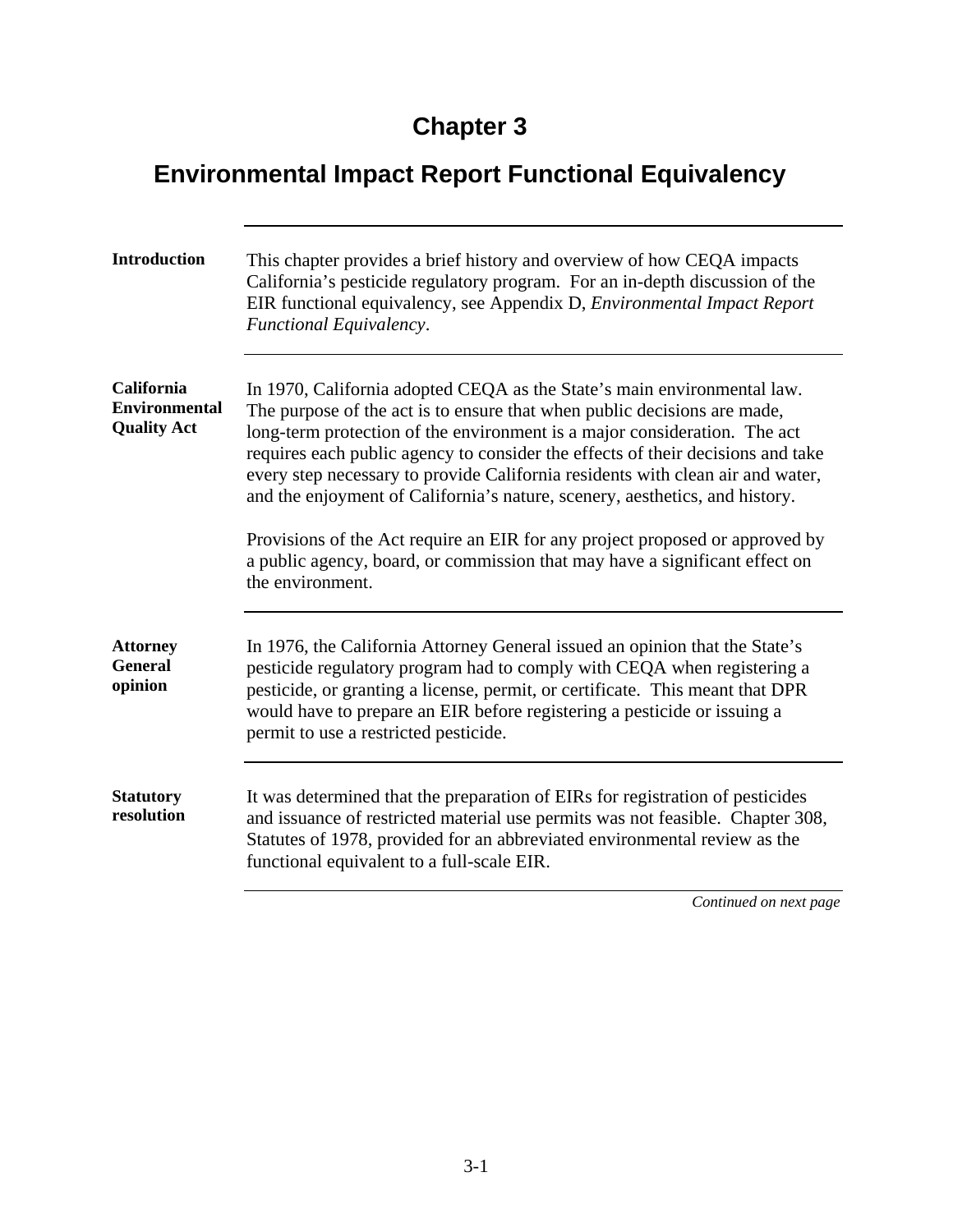# Chapter 3

# Environmental Impact Report Functional Equivalency

**Introduction**

This chapter provides a brief history and overview of how CEQA impacts California's pesticide regulatory program. For an in-depth discussion of the EIR functional equivalency, see Appendix D, *Environmental Impact Report Functional Equivalency*.

**California Environmental Quality Act**

In 1970, California adopted CEQA as the State's main environmental law. The purpose of the act is to ensure that when public decisions are made, long-term protection of the environment is a major consideration. The act requires each public agency to consider the effects of their decisions and take every step necessary to provide California residents with clean air and water, and the enjoyment of California's nature, scenery, aesthetics, and history.

Provisions of the Act require an EIR for any project proposed or approved by a public agency, board, or commission that may have a significant effect on the environment.

**Attorney General opinion**

In 1976, the California Attorney General issued an opinion that the State's pesticide regulatory program had to comply with CEQA when registering a pesticide, or granting a license, permit, or certificate. This meant that DPR would have to prepare an EIR before registering a pesticide or issuing a permit to use a restricted pesticide.

**Statutory resolution**

It was determined that the preparation of EIRs for registration of pesticides and issuance of restricted material use permits was not feasible. Chapter 308, Statutes of 1978, provided for an abbreviated environmental review as the functional equivalent to a full-scale EIR.

*Continued on next page*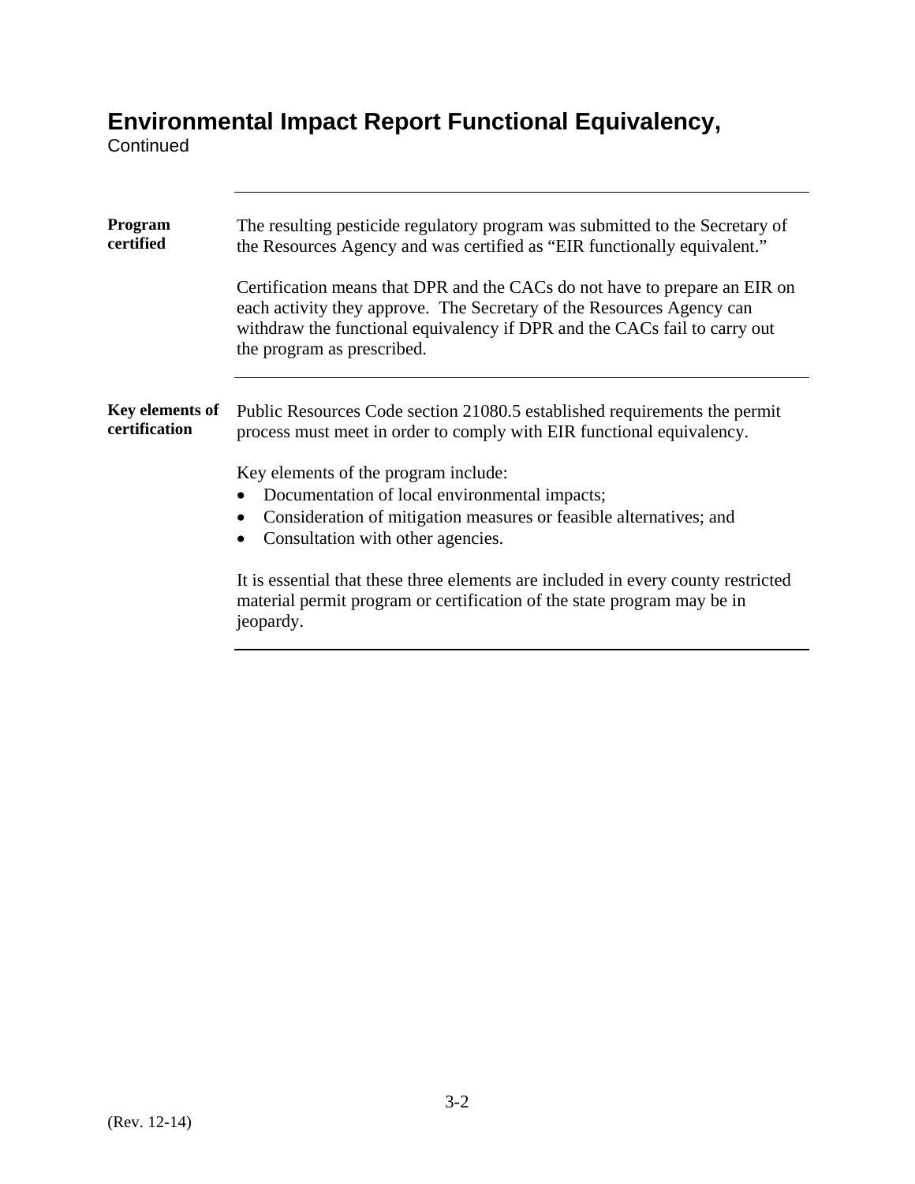# Environmental Impact Report Functional Equivalency, Continued

**Program certified**

The resulting pesticide regulatory program was submitted to the Secretary of the Resources Agency and was certified as "EIR functionally equivalent."

Certification means that DPR and the CACs do not have to prepare an EIR on each activity they approve. The Secretary of the Resources Agency can withdraw the functional equivalency if DPR and the CACs fail to carry out the program as prescribed.

**Key elements of certification**

Public Resources Code section 21080.5 established requirements the permit process must meet in order to comply with EIR functional equivalency.

Key elements of the program include:

- Documentation of local environmental impacts;
- Consideration of mitigation measures or feasible alternatives; and
- Consultation with other agencies.

It is essential that these three elements are included in every county restricted material permit program or certification of the state program may be in jeopardy.